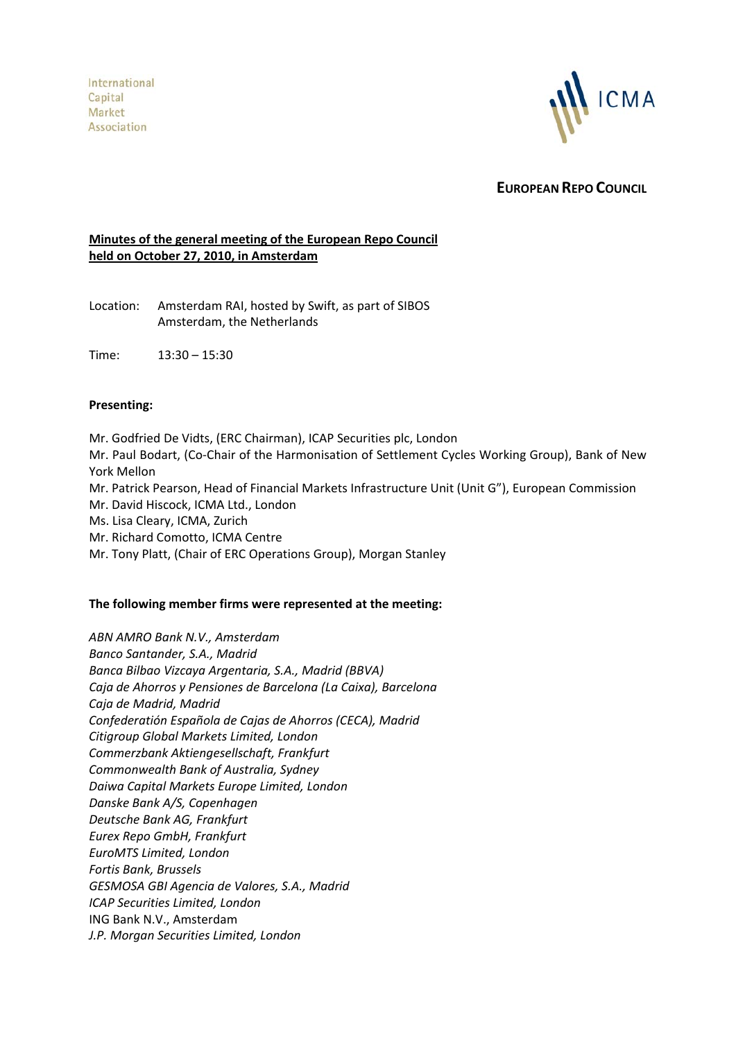International
Capital
Market
Association

ICMA

**EUROPEAN REPO COUNCIL**

**<u>Minutes of the general meeting of the European Repo Council held on October 27, 2010, in Amsterdam</u>**

Location: Amsterdam RAI, hosted by Swift, as part of SIBOS
Amsterdam, the Netherlands

Time: 13:30 – 15:30

**Presenting:**

Mr. Godfried De Vidts, (ERC Chairman), ICAP Securities plc, London
Mr. Paul Bodart, (Co-Chair of the Harmonisation of Settlement Cycles Working Group), Bank of New York Mellon
Mr. Patrick Pearson, Head of Financial Markets Infrastructure Unit (Unit G"), European Commission
Mr. David Hiscock, ICMA Ltd., London
Ms. Lisa Cleary, ICMA, Zurich
Mr. Richard Comotto, ICMA Centre
Mr. Tony Platt, (Chair of ERC Operations Group), Morgan Stanley

**The following member firms were represented at the meeting:**

*ABN AMRO Bank N.V., Amsterdam*
*Banco Santander, S.A., Madrid*
*Banca Bilbao Vizcaya Argentaria, S.A., Madrid (BBVA)*
*Caja de Ahorros y Pensiones de Barcelona (La Caixa), Barcelona*
*Caja de Madrid, Madrid*
*Confederatión Española de Cajas de Ahorros (CECA), Madrid*
*Citigroup Global Markets Limited, London*
*Commerzbank Aktiengesellschaft, Frankfurt*
*Commonwealth Bank of Australia, Sydney*
*Daiwa Capital Markets Europe Limited, London*
*Danske Bank A/S, Copenhagen*
*Deutsche Bank AG, Frankfurt*
*Eurex Repo GmbH, Frankfurt*
*EuroMTS Limited, London*
*Fortis Bank, Brussels*
*GESMOSA GBI Agencia de Valores, S.A., Madrid*
*ICAP Securities Limited, London*
ING Bank N.V., Amsterdam
*J.P. Morgan Securities Limited, London*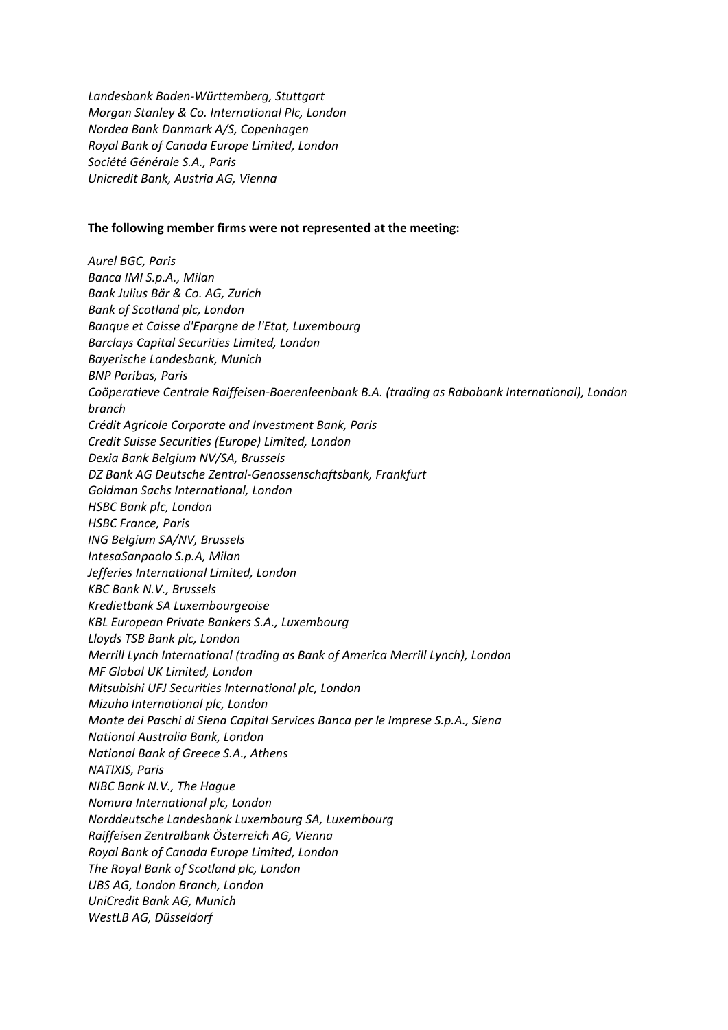*Landesbank Baden-Württemberg, Stuttgart*
*Morgan Stanley & Co. International Plc, London*
*Nordea Bank Danmark A/S, Copenhagen*
*Royal Bank of Canada Europe Limited, London*
*Société Générale S.A., Paris*
*Unicredit Bank, Austria AG, Vienna*

**The following member firms were not represented at the meeting:**

*Aurel BGC, Paris*
*Banca IMI S.p.A., Milan*
*Bank Julius Bär & Co. AG, Zurich*
*Bank of Scotland plc, London*
*Banque et Caisse d'Epargne de l'Etat, Luxembourg*
*Barclays Capital Securities Limited, London*
*Bayerische Landesbank, Munich*
*BNP Paribas, Paris*
*Coöperatieve Centrale Raiffeisen-Boerenleenbank B.A. (trading as Rabobank International), London branch*
*Crédit Agricole Corporate and Investment Bank, Paris*
*Credit Suisse Securities (Europe) Limited, London*
*Dexia Bank Belgium NV/SA, Brussels*
*DZ Bank AG Deutsche Zentral-Genossenschaftsbank, Frankfurt*
*Goldman Sachs International, London*
*HSBC Bank plc, London*
*HSBC France, Paris*
*ING Belgium SA/NV, Brussels*
*IntesaSanpaolo S.p.A, Milan*
*Jefferies International Limited, London*
*KBC Bank N.V., Brussels*
*Kredietbank SA Luxembourgeoise*
*KBL European Private Bankers S.A., Luxembourg*
*Lloyds TSB Bank plc, London*
*Merrill Lynch International (trading as Bank of America Merrill Lynch), London*
*MF Global UK Limited, London*
*Mitsubishi UFJ Securities International plc, London*
*Mizuho International plc, London*
*Monte dei Paschi di Siena Capital Services Banca per le Imprese S.p.A., Siena*
*National Australia Bank, London*
*National Bank of Greece S.A., Athens*
*NATIXIS, Paris*
*NIBC Bank N.V., The Hague*
*Nomura International plc, London*
*Norddeutsche Landesbank Luxembourg SA, Luxembourg*
*Raiffeisen Zentralbank Österreich AG, Vienna*
*Royal Bank of Canada Europe Limited, London*
*The Royal Bank of Scotland plc, London*
*UBS AG, London Branch, London*
*UniCredit Bank AG, Munich*
*WestLB AG, Düsseldorf*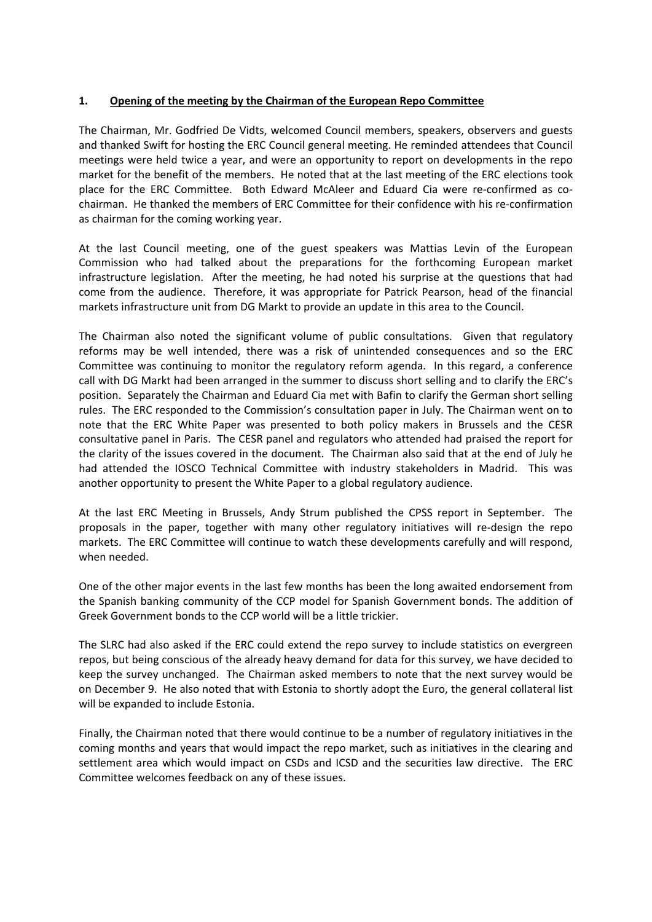**1. Opening of the meeting by the Chairman of the European Repo Committee**

The Chairman, Mr. Godfried De Vidts, welcomed Council members, speakers, observers and guests and thanked Swift for hosting the ERC Council general meeting. He reminded attendees that Council meetings were held twice a year, and were an opportunity to report on developments in the repo market for the benefit of the members. He noted that at the last meeting of the ERC elections took place for the ERC Committee. Both Edward McAleer and Eduard Cia were re-confirmed as co-chairman. He thanked the members of ERC Committee for their confidence with his re-confirmation as chairman for the coming working year.

At the last Council meeting, one of the guest speakers was Mattias Levin of the European Commission who had talked about the preparations for the forthcoming European market infrastructure legislation. After the meeting, he had noted his surprise at the questions that had come from the audience. Therefore, it was appropriate for Patrick Pearson, head of the financial markets infrastructure unit from DG Markt to provide an update in this area to the Council.

The Chairman also noted the significant volume of public consultations. Given that regulatory reforms may be well intended, there was a risk of unintended consequences and so the ERC Committee was continuing to monitor the regulatory reform agenda. In this regard, a conference call with DG Markt had been arranged in the summer to discuss short selling and to clarify the ERC's position. Separately the Chairman and Eduard Cia met with Bafin to clarify the German short selling rules. The ERC responded to the Commission's consultation paper in July. The Chairman went on to note that the ERC White Paper was presented to both policy makers in Brussels and the CESR consultative panel in Paris. The CESR panel and regulators who attended had praised the report for the clarity of the issues covered in the document. The Chairman also said that at the end of July he had attended the IOSCO Technical Committee with industry stakeholders in Madrid. This was another opportunity to present the White Paper to a global regulatory audience.

At the last ERC Meeting in Brussels, Andy Strum published the CPSS report in September. The proposals in the paper, together with many other regulatory initiatives will re-design the repo markets. The ERC Committee will continue to watch these developments carefully and will respond, when needed.

One of the other major events in the last few months has been the long awaited endorsement from the Spanish banking community of the CCP model for Spanish Government bonds. The addition of Greek Government bonds to the CCP world will be a little trickier.

The SLRC had also asked if the ERC could extend the repo survey to include statistics on evergreen repos, but being conscious of the already heavy demand for data for this survey, we have decided to keep the survey unchanged. The Chairman asked members to note that the next survey would be on December 9. He also noted that with Estonia to shortly adopt the Euro, the general collateral list will be expanded to include Estonia.

Finally, the Chairman noted that there would continue to be a number of regulatory initiatives in the coming months and years that would impact the repo market, such as initiatives in the clearing and settlement area which would impact on CSDs and ICSD and the securities law directive. The ERC Committee welcomes feedback on any of these issues.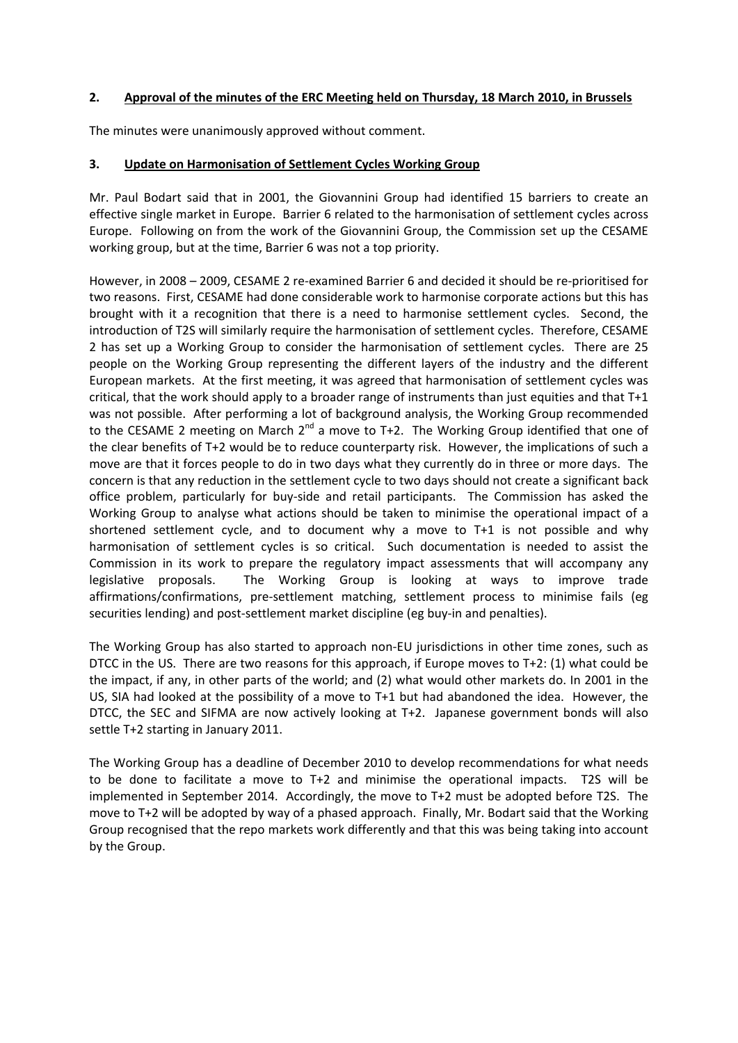**2. Approval of the minutes of the ERC Meeting held on Thursday, 18 March 2010, in Brussels**

The minutes were unanimously approved without comment.

**3. Update on Harmonisation of Settlement Cycles Working Group**

Mr. Paul Bodart said that in 2001, the Giovannini Group had identified 15 barriers to create an effective single market in Europe. Barrier 6 related to the harmonisation of settlement cycles across Europe. Following on from the work of the Giovannini Group, the Commission set up the CESAME working group, but at the time, Barrier 6 was not a top priority.

However, in 2008 – 2009, CESAME 2 re-examined Barrier 6 and decided it should be re-prioritised for two reasons. First, CESAME had done considerable work to harmonise corporate actions but this has brought with it a recognition that there is a need to harmonise settlement cycles. Second, the introduction of T2S will similarly require the harmonisation of settlement cycles. Therefore, CESAME 2 has set up a Working Group to consider the harmonisation of settlement cycles. There are 25 people on the Working Group representing the different layers of the industry and the different European markets. At the first meeting, it was agreed that harmonisation of settlement cycles was critical, that the work should apply to a broader range of instruments than just equities and that T+1 was not possible. After performing a lot of background analysis, the Working Group recommended to the CESAME 2 meeting on March 2nd a move to T+2. The Working Group identified that one of the clear benefits of T+2 would be to reduce counterparty risk. However, the implications of such a move are that it forces people to do in two days what they currently do in three or more days. The concern is that any reduction in the settlement cycle to two days should not create a significant back office problem, particularly for buy-side and retail participants. The Commission has asked the Working Group to analyse what actions should be taken to minimise the operational impact of a shortened settlement cycle, and to document why a move to T+1 is not possible and why harmonisation of settlement cycles is so critical. Such documentation is needed to assist the Commission in its work to prepare the regulatory impact assessments that will accompany any legislative proposals. The Working Group is looking at ways to improve trade affirmations/confirmations, pre-settlement matching, settlement process to minimise fails (eg securities lending) and post-settlement market discipline (eg buy-in and penalties).

The Working Group has also started to approach non-EU jurisdictions in other time zones, such as DTCC in the US. There are two reasons for this approach, if Europe moves to T+2: (1) what could be the impact, if any, in other parts of the world; and (2) what would other markets do. In 2001 in the US, SIA had looked at the possibility of a move to T+1 but had abandoned the idea. However, the DTCC, the SEC and SIFMA are now actively looking at T+2. Japanese government bonds will also settle T+2 starting in January 2011.

The Working Group has a deadline of December 2010 to develop recommendations for what needs to be done to facilitate a move to T+2 and minimise the operational impacts. T2S will be implemented in September 2014. Accordingly, the move to T+2 must be adopted before T2S. The move to T+2 will be adopted by way of a phased approach. Finally, Mr. Bodart said that the Working Group recognised that the repo markets work differently and that this was being taking into account by the Group.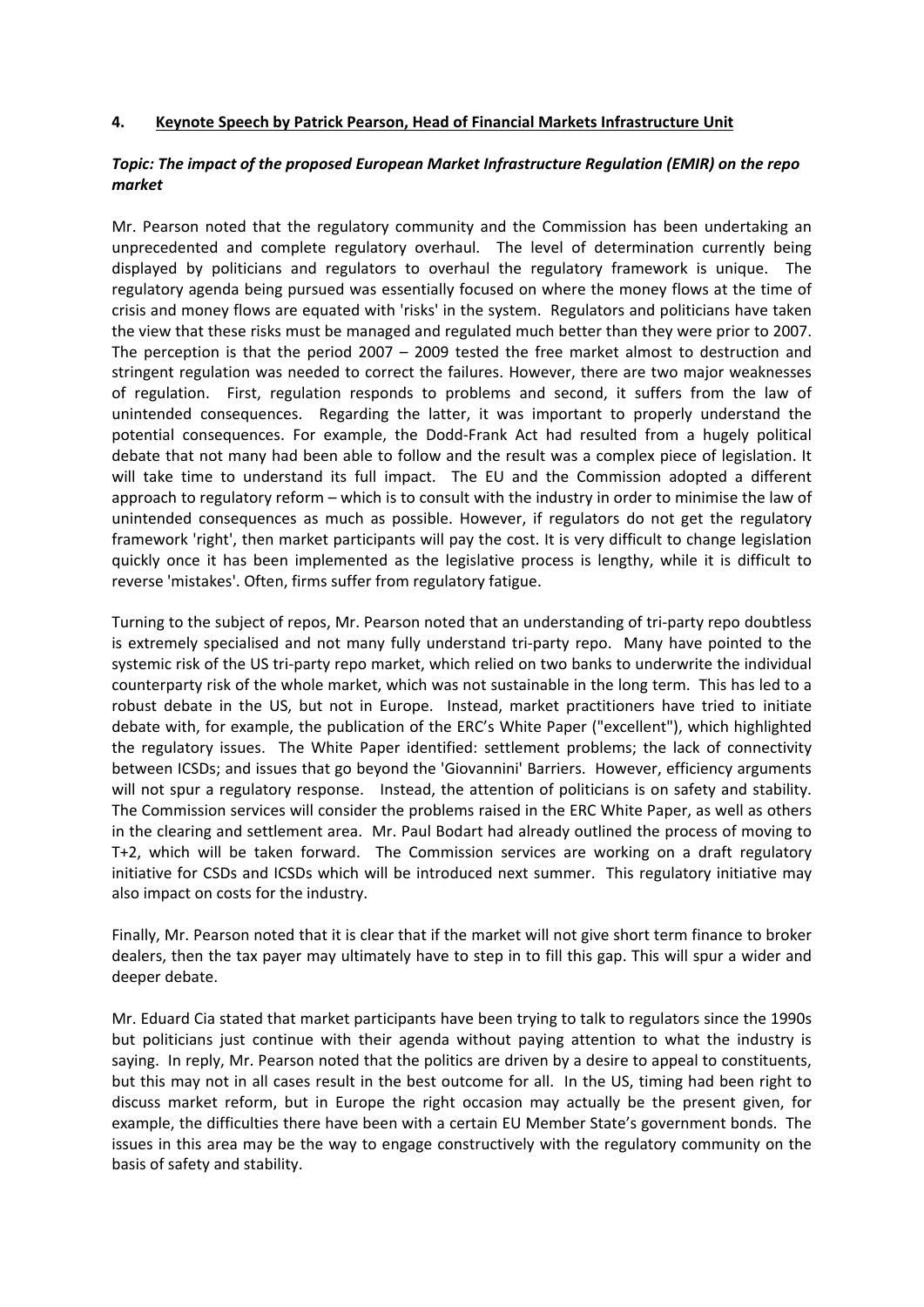#### 4. Keynote Speech by Patrick Pearson, Head of Financial Markets Infrastructure Unit

***Topic: The impact of the proposed European Market Infrastructure Regulation (EMIR) on the repo market***

Mr. Pearson noted that the regulatory community and the Commission has been undertaking an unprecedented and complete regulatory overhaul. The level of determination currently being displayed by politicians and regulators to overhaul the regulatory framework is unique. The regulatory agenda being pursued was essentially focused on where the money flows at the time of crisis and money flows are equated with 'risks' in the system. Regulators and politicians have taken the view that these risks must be managed and regulated much better than they were prior to 2007. The perception is that the period 2007 – 2009 tested the free market almost to destruction and stringent regulation was needed to correct the failures. However, there are two major weaknesses of regulation. First, regulation responds to problems and second, it suffers from the law of unintended consequences. Regarding the latter, it was important to properly understand the potential consequences. For example, the Dodd-Frank Act had resulted from a hugely political debate that not many had been able to follow and the result was a complex piece of legislation. It will take time to understand its full impact. The EU and the Commission adopted a different approach to regulatory reform – which is to consult with the industry in order to minimise the law of unintended consequences as much as possible. However, if regulators do not get the regulatory framework 'right', then market participants will pay the cost. It is very difficult to change legislation quickly once it has been implemented as the legislative process is lengthy, while it is difficult to reverse 'mistakes'. Often, firms suffer from regulatory fatigue.

Turning to the subject of repos, Mr. Pearson noted that an understanding of tri-party repo doubtless is extremely specialised and not many fully understand tri-party repo. Many have pointed to the systemic risk of the US tri-party repo market, which relied on two banks to underwrite the individual counterparty risk of the whole market, which was not sustainable in the long term. This has led to a robust debate in the US, but not in Europe. Instead, market practitioners have tried to initiate debate with, for example, the publication of the ERC's White Paper ("excellent"), which highlighted the regulatory issues. The White Paper identified: settlement problems; the lack of connectivity between ICSDs; and issues that go beyond the 'Giovannini' Barriers. However, efficiency arguments will not spur a regulatory response. Instead, the attention of politicians is on safety and stability. The Commission services will consider the problems raised in the ERC White Paper, as well as others in the clearing and settlement area. Mr. Paul Bodart had already outlined the process of moving to T+2, which will be taken forward. The Commission services are working on a draft regulatory initiative for CSDs and ICSDs which will be introduced next summer. This regulatory initiative may also impact on costs for the industry.

Finally, Mr. Pearson noted that it is clear that if the market will not give short term finance to broker dealers, then the tax payer may ultimately have to step in to fill this gap. This will spur a wider and deeper debate.

Mr. Eduard Cia stated that market participants have been trying to talk to regulators since the 1990s but politicians just continue with their agenda without paying attention to what the industry is saying. In reply, Mr. Pearson noted that the politics are driven by a desire to appeal to constituents, but this may not in all cases result in the best outcome for all. In the US, timing had been right to discuss market reform, but in Europe the right occasion may actually be the present given, for example, the difficulties there have been with a certain EU Member State's government bonds. The issues in this area may be the way to engage constructively with the regulatory community on the basis of safety and stability.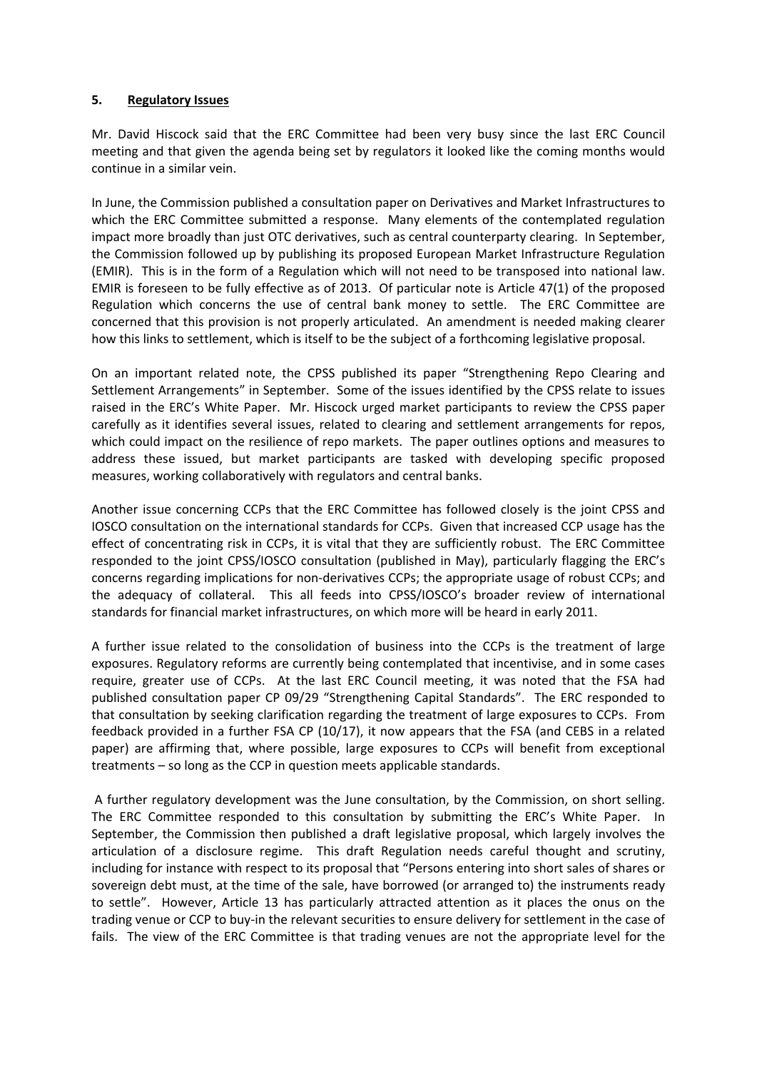## 5. Regulatory Issues

Mr. David Hiscock said that the ERC Committee had been very busy since the last ERC Council meeting and that given the agenda being set by regulators it looked like the coming months would continue in a similar vein.

In June, the Commission published a consultation paper on Derivatives and Market Infrastructures to which the ERC Committee submitted a response. Many elements of the contemplated regulation impact more broadly than just OTC derivatives, such as central counterparty clearing. In September, the Commission followed up by publishing its proposed European Market Infrastructure Regulation (EMIR). This is in the form of a Regulation which will not need to be transposed into national law. EMIR is foreseen to be fully effective as of 2013. Of particular note is Article 47(1) of the proposed Regulation which concerns the use of central bank money to settle. The ERC Committee are concerned that this provision is not properly articulated. An amendment is needed making clearer how this links to settlement, which is itself to be the subject of a forthcoming legislative proposal.

On an important related note, the CPSS published its paper "Strengthening Repo Clearing and Settlement Arrangements" in September. Some of the issues identified by the CPSS relate to issues raised in the ERC's White Paper. Mr. Hiscock urged market participants to review the CPSS paper carefully as it identifies several issues, related to clearing and settlement arrangements for repos, which could impact on the resilience of repo markets. The paper outlines options and measures to address these issued, but market participants are tasked with developing specific proposed measures, working collaboratively with regulators and central banks.

Another issue concerning CCPs that the ERC Committee has followed closely is the joint CPSS and IOSCO consultation on the international standards for CCPs. Given that increased CCP usage has the effect of concentrating risk in CCPs, it is vital that they are sufficiently robust. The ERC Committee responded to the joint CPSS/IOSCO consultation (published in May), particularly flagging the ERC's concerns regarding implications for non-derivatives CCPs; the appropriate usage of robust CCPs; and the adequacy of collateral. This all feeds into CPSS/IOSCO's broader review of international standards for financial market infrastructures, on which more will be heard in early 2011.

A further issue related to the consolidation of business into the CCPs is the treatment of large exposures. Regulatory reforms are currently being contemplated that incentivise, and in some cases require, greater use of CCPs. At the last ERC Council meeting, it was noted that the FSA had published consultation paper CP 09/29 "Strengthening Capital Standards". The ERC responded to that consultation by seeking clarification regarding the treatment of large exposures to CCPs. From feedback provided in a further FSA CP (10/17), it now appears that the FSA (and CEBS in a related paper) are affirming that, where possible, large exposures to CCPs will benefit from exceptional treatments – so long as the CCP in question meets applicable standards.

A further regulatory development was the June consultation, by the Commission, on short selling. The ERC Committee responded to this consultation by submitting the ERC's White Paper. In September, the Commission then published a draft legislative proposal, which largely involves the articulation of a disclosure regime. This draft Regulation needs careful thought and scrutiny, including for instance with respect to its proposal that "Persons entering into short sales of shares or sovereign debt must, at the time of the sale, have borrowed (or arranged to) the instruments ready to settle". However, Article 13 has particularly attracted attention as it places the onus on the trading venue or CCP to buy-in the relevant securities to ensure delivery for settlement in the case of fails. The view of the ERC Committee is that trading venues are not the appropriate level for the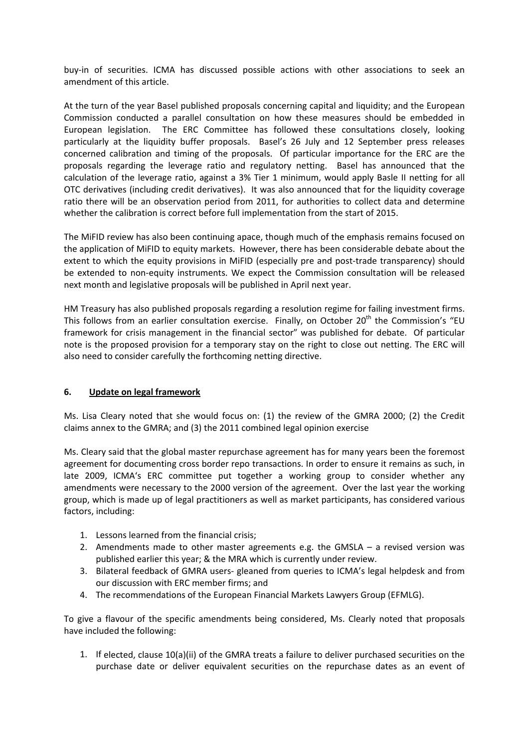buy-in of securities. ICMA has discussed possible actions with other associations to seek an amendment of this article.

At the turn of the year Basel published proposals concerning capital and liquidity; and the European Commission conducted a parallel consultation on how these measures should be embedded in European legislation. The ERC Committee has followed these consultations closely, looking particularly at the liquidity buffer proposals. Basel's 26 July and 12 September press releases concerned calibration and timing of the proposals. Of particular importance for the ERC are the proposals regarding the leverage ratio and regulatory netting. Basel has announced that the calculation of the leverage ratio, against a 3% Tier 1 minimum, would apply Basle II netting for all OTC derivatives (including credit derivatives). It was also announced that for the liquidity coverage ratio there will be an observation period from 2011, for authorities to collect data and determine whether the calibration is correct before full implementation from the start of 2015.

The MiFID review has also been continuing apace, though much of the emphasis remains focused on the application of MiFID to equity markets. However, there has been considerable debate about the extent to which the equity provisions in MiFID (especially pre and post-trade transparency) should be extended to non-equity instruments. We expect the Commission consultation will be released next month and legislative proposals will be published in April next year.

HM Treasury has also published proposals regarding a resolution regime for failing investment firms. This follows from an earlier consultation exercise. Finally, on October 20th the Commission's "EU framework for crisis management in the financial sector" was published for debate. Of particular note is the proposed provision for a temporary stay on the right to close out netting. The ERC will also need to consider carefully the forthcoming netting directive.

## 6. Update on legal framework

Ms. Lisa Cleary noted that she would focus on: (1) the review of the GMRA 2000; (2) the Credit claims annex to the GMRA; and (3) the 2011 combined legal opinion exercise

Ms. Cleary said that the global master repurchase agreement has for many years been the foremost agreement for documenting cross border repo transactions. In order to ensure it remains as such, in late 2009, ICMA's ERC committee put together a working group to consider whether any amendments were necessary to the 2000 version of the agreement. Over the last year the working group, which is made up of legal practitioners as well as market participants, has considered various factors, including:

1. Lessons learned from the financial crisis;
2. Amendments made to other master agreements e.g. the GMSLA – a revised version was published earlier this year; & the MRA which is currently under review.
3. Bilateral feedback of GMRA users- gleaned from queries to ICMA's legal helpdesk and from our discussion with ERC member firms; and
4. The recommendations of the European Financial Markets Lawyers Group (EFMLG).

To give a flavour of the specific amendments being considered, Ms. Clearly noted that proposals have included the following:

1. If elected, clause 10(a)(ii) of the GMRA treats a failure to deliver purchased securities on the purchase date or deliver equivalent securities on the repurchase dates as an event of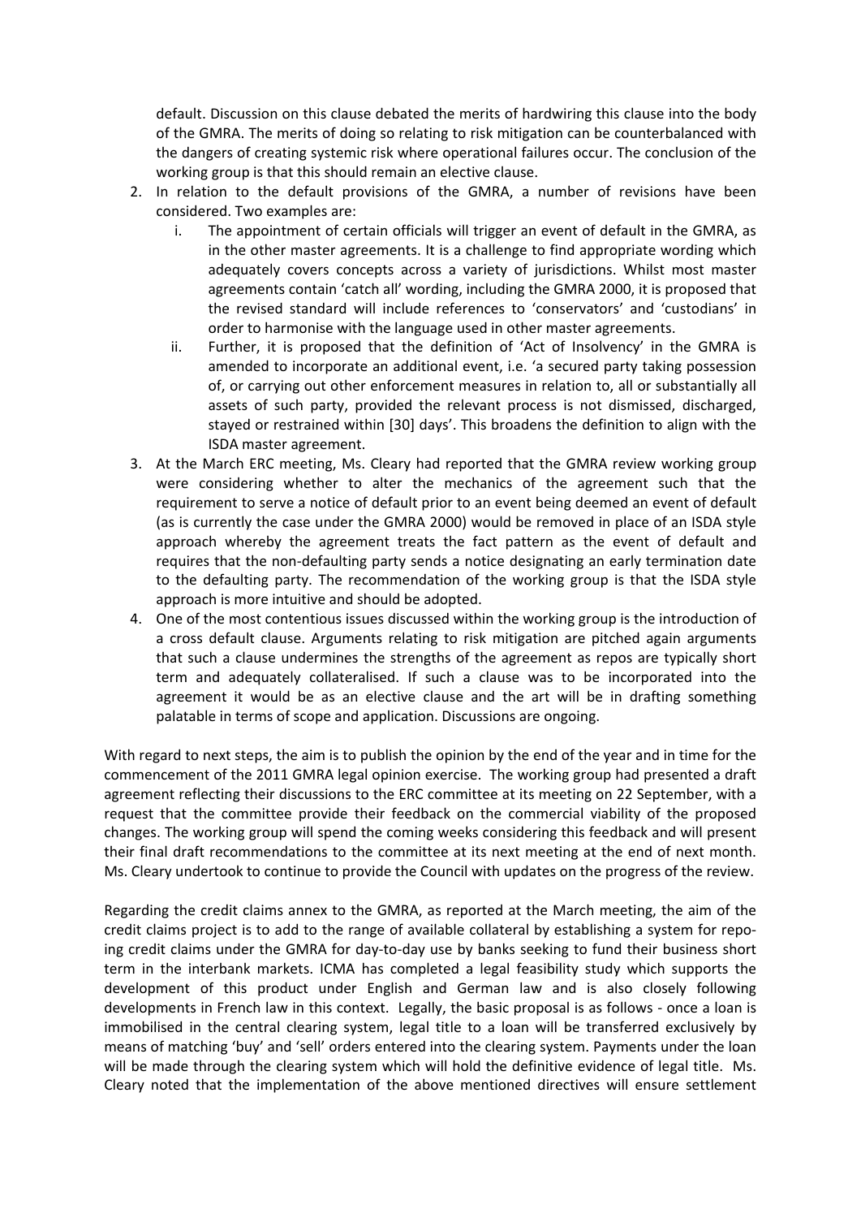default. Discussion on this clause debated the merits of hardwiring this clause into the body of the GMRA. The merits of doing so relating to risk mitigation can be counterbalanced with the dangers of creating systemic risk where operational failures occur. The conclusion of the working group is that this should remain an elective clause.

2. In relation to the default provisions of the GMRA, a number of revisions have been considered. Two examples are:
   i. The appointment of certain officials will trigger an event of default in the GMRA, as in the other master agreements. It is a challenge to find appropriate wording which adequately covers concepts across a variety of jurisdictions. Whilst most master agreements contain 'catch all' wording, including the GMRA 2000, it is proposed that the revised standard will include references to 'conservators' and 'custodians' in order to harmonise with the language used in other master agreements.
   ii. Further, it is proposed that the definition of 'Act of Insolvency' in the GMRA is amended to incorporate an additional event, i.e. 'a secured party taking possession of, or carrying out other enforcement measures in relation to, all or substantially all assets of such party, provided the relevant process is not dismissed, discharged, stayed or restrained within [30] days'. This broadens the definition to align with the ISDA master agreement.
3. At the March ERC meeting, Ms. Cleary had reported that the GMRA review working group were considering whether to alter the mechanics of the agreement such that the requirement to serve a notice of default prior to an event being deemed an event of default (as is currently the case under the GMRA 2000) would be removed in place of an ISDA style approach whereby the agreement treats the fact pattern as the event of default and requires that the non-defaulting party sends a notice designating an early termination date to the defaulting party. The recommendation of the working group is that the ISDA style approach is more intuitive and should be adopted.
4. One of the most contentious issues discussed within the working group is the introduction of a cross default clause. Arguments relating to risk mitigation are pitched again arguments that such a clause undermines the strengths of the agreement as repos are typically short term and adequately collateralised. If such a clause was to be incorporated into the agreement it would be as an elective clause and the art will be in drafting something palatable in terms of scope and application. Discussions are ongoing.

With regard to next steps, the aim is to publish the opinion by the end of the year and in time for the commencement of the 2011 GMRA legal opinion exercise. The working group had presented a draft agreement reflecting their discussions to the ERC committee at its meeting on 22 September, with a request that the committee provide their feedback on the commercial viability of the proposed changes. The working group will spend the coming weeks considering this feedback and will present their final draft recommendations to the committee at its next meeting at the end of next month. Ms. Cleary undertook to continue to provide the Council with updates on the progress of the review.

Regarding the credit claims annex to the GMRA, as reported at the March meeting, the aim of the credit claims project is to add to the range of available collateral by establishing a system for repo-ing credit claims under the GMRA for day-to-day use by banks seeking to fund their business short term in the interbank markets. ICMA has completed a legal feasibility study which supports the development of this product under English and German law and is also closely following developments in French law in this context. Legally, the basic proposal is as follows - once a loan is immobilised in the central clearing system, legal title to a loan will be transferred exclusively by means of matching 'buy' and 'sell' orders entered into the clearing system. Payments under the loan will be made through the clearing system which will hold the definitive evidence of legal title. Ms. Cleary noted that the implementation of the above mentioned directives will ensure settlement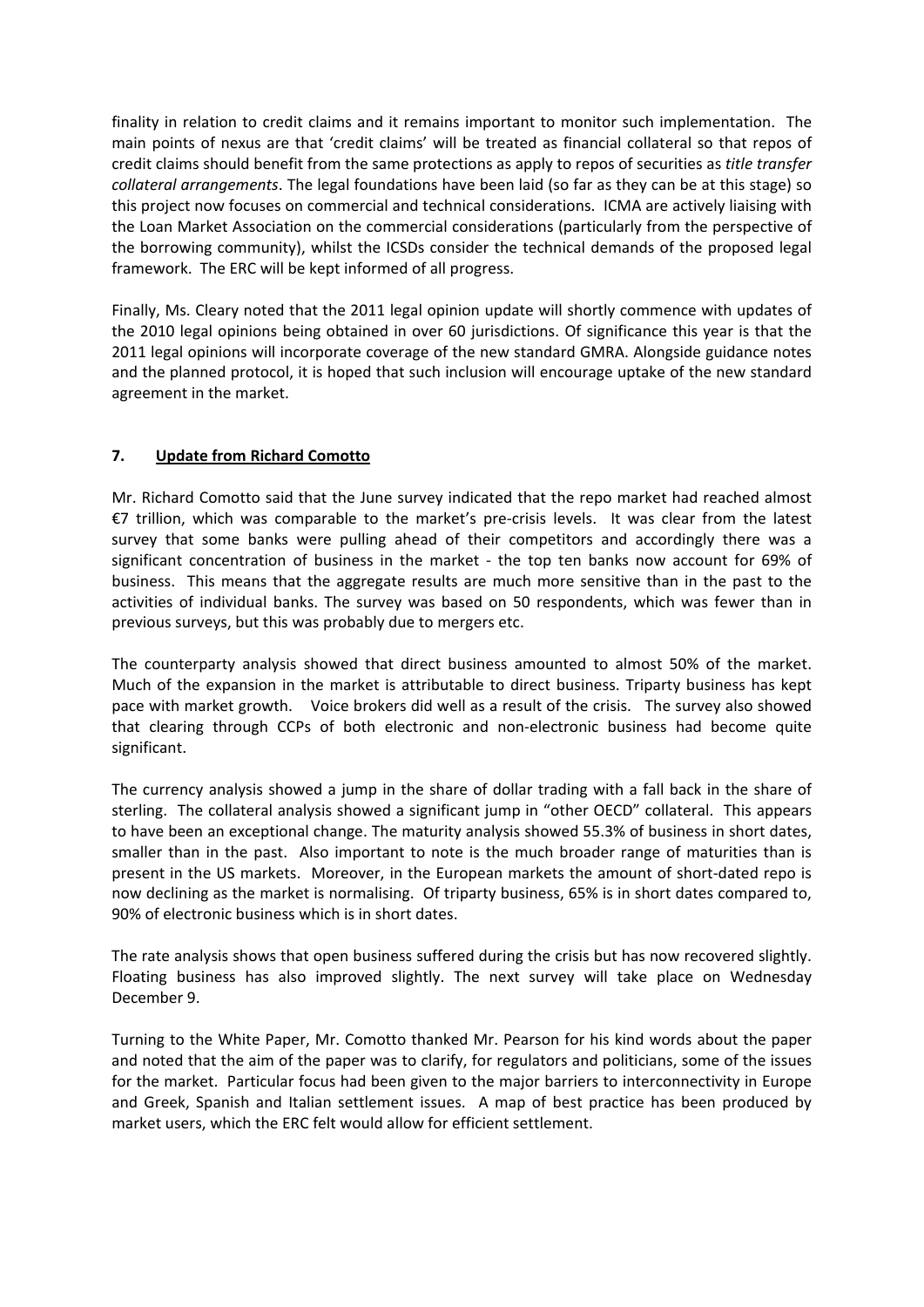finality in relation to credit claims and it remains important to monitor such implementation. The main points of nexus are that 'credit claims' will be treated as financial collateral so that repos of credit claims should benefit from the same protections as apply to repos of securities as *title transfer collateral arrangements*. The legal foundations have been laid (so far as they can be at this stage) so this project now focuses on commercial and technical considerations. ICMA are actively liaising with the Loan Market Association on the commercial considerations (particularly from the perspective of the borrowing community), whilst the ICSDs consider the technical demands of the proposed legal framework. The ERC will be kept informed of all progress.

Finally, Ms. Cleary noted that the 2011 legal opinion update will shortly commence with updates of the 2010 legal opinions being obtained in over 60 jurisdictions. Of significance this year is that the 2011 legal opinions will incorporate coverage of the new standard GMRA. Alongside guidance notes and the planned protocol, it is hoped that such inclusion will encourage uptake of the new standard agreement in the market.

## 7. Update from Richard Comotto

Mr. Richard Comotto said that the June survey indicated that the repo market had reached almost €7 trillion, which was comparable to the market's pre-crisis levels. It was clear from the latest survey that some banks were pulling ahead of their competitors and accordingly there was a significant concentration of business in the market - the top ten banks now account for 69% of business. This means that the aggregate results are much more sensitive than in the past to the activities of individual banks. The survey was based on 50 respondents, which was fewer than in previous surveys, but this was probably due to mergers etc.

The counterparty analysis showed that direct business amounted to almost 50% of the market. Much of the expansion in the market is attributable to direct business. Triparty business has kept pace with market growth. Voice brokers did well as a result of the crisis. The survey also showed that clearing through CCPs of both electronic and non-electronic business had become quite significant.

The currency analysis showed a jump in the share of dollar trading with a fall back in the share of sterling. The collateral analysis showed a significant jump in "other OECD" collateral. This appears to have been an exceptional change. The maturity analysis showed 55.3% of business in short dates, smaller than in the past. Also important to note is the much broader range of maturities than is present in the US markets. Moreover, in the European markets the amount of short-dated repo is now declining as the market is normalising. Of triparty business, 65% is in short dates compared to, 90% of electronic business which is in short dates.

The rate analysis shows that open business suffered during the crisis but has now recovered slightly. Floating business has also improved slightly. The next survey will take place on Wednesday December 9.

Turning to the White Paper, Mr. Comotto thanked Mr. Pearson for his kind words about the paper and noted that the aim of the paper was to clarify, for regulators and politicians, some of the issues for the market. Particular focus had been given to the major barriers to interconnectivity in Europe and Greek, Spanish and Italian settlement issues. A map of best practice has been produced by market users, which the ERC felt would allow for efficient settlement.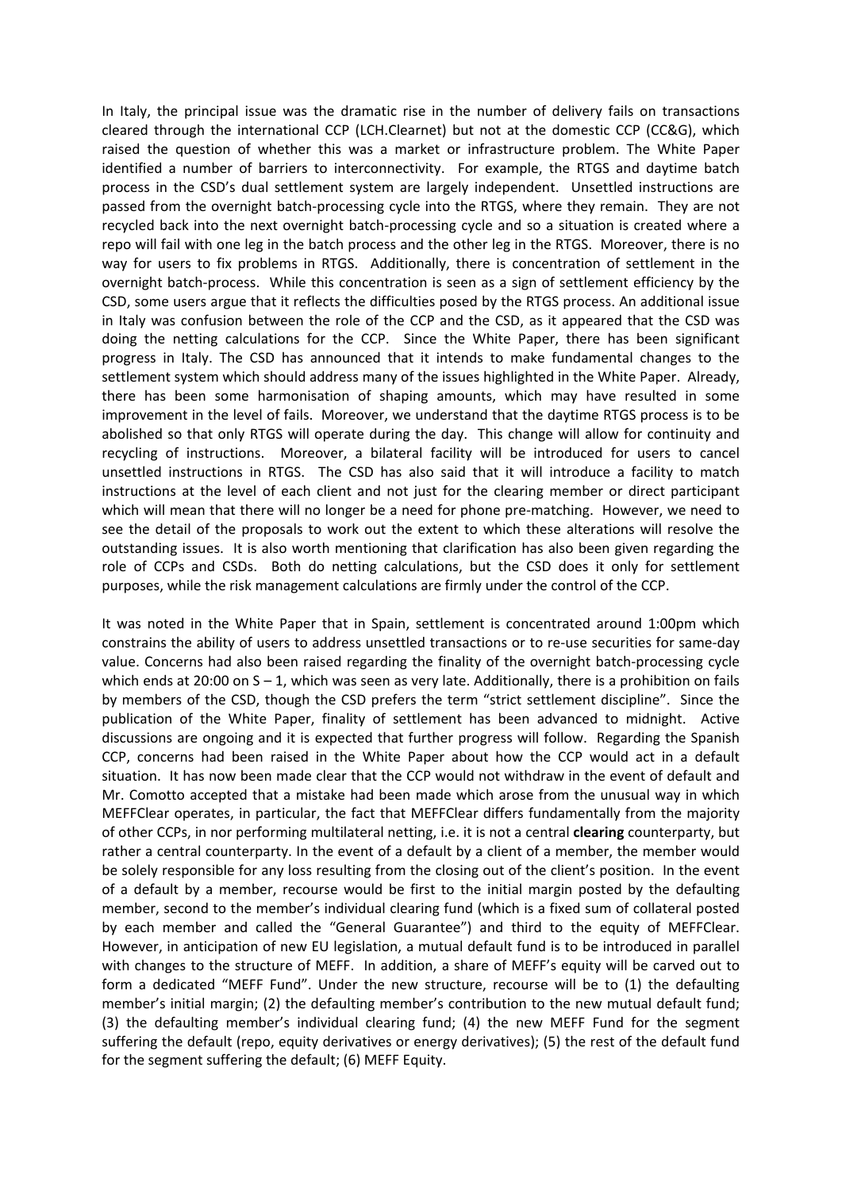In Italy, the principal issue was the dramatic rise in the number of delivery fails on transactions cleared through the international CCP (LCH.Clearnet) but not at the domestic CCP (CC&G), which raised the question of whether this was a market or infrastructure problem. The White Paper identified a number of barriers to interconnectivity. For example, the RTGS and daytime batch process in the CSD's dual settlement system are largely independent. Unsettled instructions are passed from the overnight batch-processing cycle into the RTGS, where they remain. They are not recycled back into the next overnight batch-processing cycle and so a situation is created where a repo will fail with one leg in the batch process and the other leg in the RTGS. Moreover, there is no way for users to fix problems in RTGS. Additionally, there is concentration of settlement in the overnight batch-process. While this concentration is seen as a sign of settlement efficiency by the CSD, some users argue that it reflects the difficulties posed by the RTGS process. An additional issue in Italy was confusion between the role of the CCP and the CSD, as it appeared that the CSD was doing the netting calculations for the CCP. Since the White Paper, there has been significant progress in Italy. The CSD has announced that it intends to make fundamental changes to the settlement system which should address many of the issues highlighted in the White Paper. Already, there has been some harmonisation of shaping amounts, which may have resulted in some improvement in the level of fails. Moreover, we understand that the daytime RTGS process is to be abolished so that only RTGS will operate during the day. This change will allow for continuity and recycling of instructions. Moreover, a bilateral facility will be introduced for users to cancel unsettled instructions in RTGS. The CSD has also said that it will introduce a facility to match instructions at the level of each client and not just for the clearing member or direct participant which will mean that there will no longer be a need for phone pre-matching. However, we need to see the detail of the proposals to work out the extent to which these alterations will resolve the outstanding issues. It is also worth mentioning that clarification has also been given regarding the role of CCPs and CSDs. Both do netting calculations, but the CSD does it only for settlement purposes, while the risk management calculations are firmly under the control of the CCP.

It was noted in the White Paper that in Spain, settlement is concentrated around 1:00pm which constrains the ability of users to address unsettled transactions or to re-use securities for same-day value. Concerns had also been raised regarding the finality of the overnight batch-processing cycle which ends at 20:00 on S – 1, which was seen as very late. Additionally, there is a prohibition on fails by members of the CSD, though the CSD prefers the term "strict settlement discipline". Since the publication of the White Paper, finality of settlement has been advanced to midnight. Active discussions are ongoing and it is expected that further progress will follow. Regarding the Spanish CCP, concerns had been raised in the White Paper about how the CCP would act in a default situation. It has now been made clear that the CCP would not withdraw in the event of default and Mr. Comotto accepted that a mistake had been made which arose from the unusual way in which MEFFClear operates, in particular, the fact that MEFFClear differs fundamentally from the majority of other CCPs, in nor performing multilateral netting, i.e. it is not a central **clearing** counterparty, but rather a central counterparty. In the event of a default by a client of a member, the member would be solely responsible for any loss resulting from the closing out of the client's position. In the event of a default by a member, recourse would be first to the initial margin posted by the defaulting member, second to the member's individual clearing fund (which is a fixed sum of collateral posted by each member and called the "General Guarantee") and third to the equity of MEFFClear. However, in anticipation of new EU legislation, a mutual default fund is to be introduced in parallel with changes to the structure of MEFF. In addition, a share of MEFF's equity will be carved out to form a dedicated "MEFF Fund". Under the new structure, recourse will be to (1) the defaulting member's initial margin; (2) the defaulting member's contribution to the new mutual default fund; (3) the defaulting member's individual clearing fund; (4) the new MEFF Fund for the segment suffering the default (repo, equity derivatives or energy derivatives); (5) the rest of the default fund for the segment suffering the default; (6) MEFF Equity.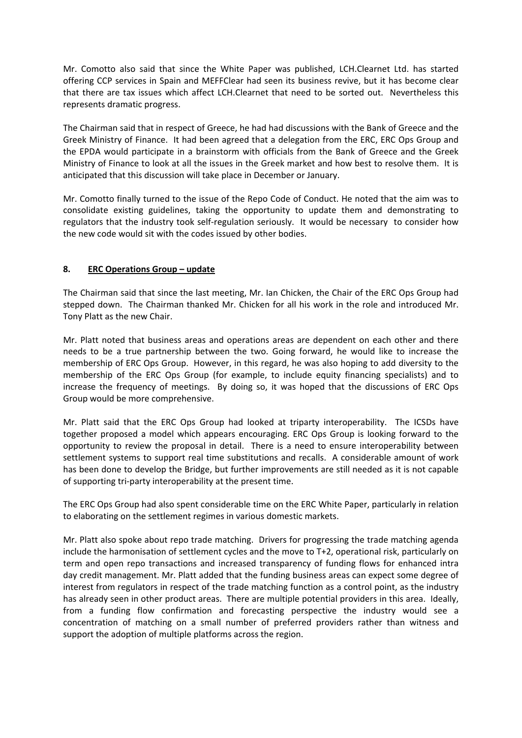Mr. Comotto also said that since the White Paper was published, LCH.Clearnet Ltd. has started offering CCP services in Spain and MEFFClear had seen its business revive, but it has become clear that there are tax issues which affect LCH.Clearnet that need to be sorted out. Nevertheless this represents dramatic progress.

The Chairman said that in respect of Greece, he had had discussions with the Bank of Greece and the Greek Ministry of Finance. It had been agreed that a delegation from the ERC, ERC Ops Group and the EPDA would participate in a brainstorm with officials from the Bank of Greece and the Greek Ministry of Finance to look at all the issues in the Greek market and how best to resolve them. It is anticipated that this discussion will take place in December or January.

Mr. Comotto finally turned to the issue of the Repo Code of Conduct. He noted that the aim was to consolidate existing guidelines, taking the opportunity to update them and demonstrating to regulators that the industry took self-regulation seriously. It would be necessary to consider how the new code would sit with the codes issued by other bodies.

## 8. ERC Operations Group – update

The Chairman said that since the last meeting, Mr. Ian Chicken, the Chair of the ERC Ops Group had stepped down. The Chairman thanked Mr. Chicken for all his work in the role and introduced Mr. Tony Platt as the new Chair.

Mr. Platt noted that business areas and operations areas are dependent on each other and there needs to be a true partnership between the two. Going forward, he would like to increase the membership of ERC Ops Group. However, in this regard, he was also hoping to add diversity to the membership of the ERC Ops Group (for example, to include equity financing specialists) and to increase the frequency of meetings. By doing so, it was hoped that the discussions of ERC Ops Group would be more comprehensive.

Mr. Platt said that the ERC Ops Group had looked at triparty interoperability. The ICSDs have together proposed a model which appears encouraging. ERC Ops Group is looking forward to the opportunity to review the proposal in detail. There is a need to ensure interoperability between settlement systems to support real time substitutions and recalls. A considerable amount of work has been done to develop the Bridge, but further improvements are still needed as it is not capable of supporting tri-party interoperability at the present time.

The ERC Ops Group had also spent considerable time on the ERC White Paper, particularly in relation to elaborating on the settlement regimes in various domestic markets.

Mr. Platt also spoke about repo trade matching. Drivers for progressing the trade matching agenda include the harmonisation of settlement cycles and the move to T+2, operational risk, particularly on term and open repo transactions and increased transparency of funding flows for enhanced intra day credit management. Mr. Platt added that the funding business areas can expect some degree of interest from regulators in respect of the trade matching function as a control point, as the industry has already seen in other product areas. There are multiple potential providers in this area. Ideally, from a funding flow confirmation and forecasting perspective the industry would see a concentration of matching on a small number of preferred providers rather than witness and support the adoption of multiple platforms across the region.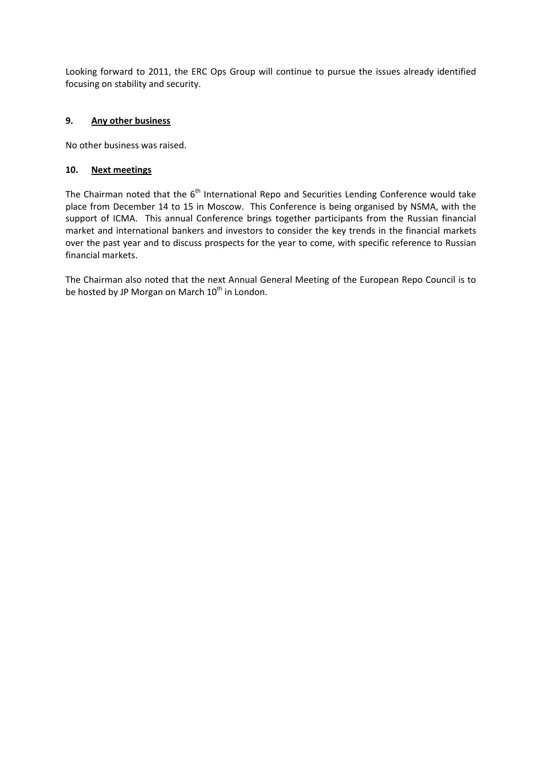Looking forward to 2011, the ERC Ops Group will continue to pursue the issues already identified focusing on stability and security.

### 9. Any other business

No other business was raised.

### 10. Next meetings

The Chairman noted that the 6th International Repo and Securities Lending Conference would take place from December 14 to 15 in Moscow. This Conference is being organised by NSMA, with the support of ICMA. This annual Conference brings together participants from the Russian financial market and international bankers and investors to consider the key trends in the financial markets over the past year and to discuss prospects for the year to come, with specific reference to Russian financial markets.

The Chairman also noted that the next Annual General Meeting of the European Repo Council is to be hosted by JP Morgan on March 10th in London.